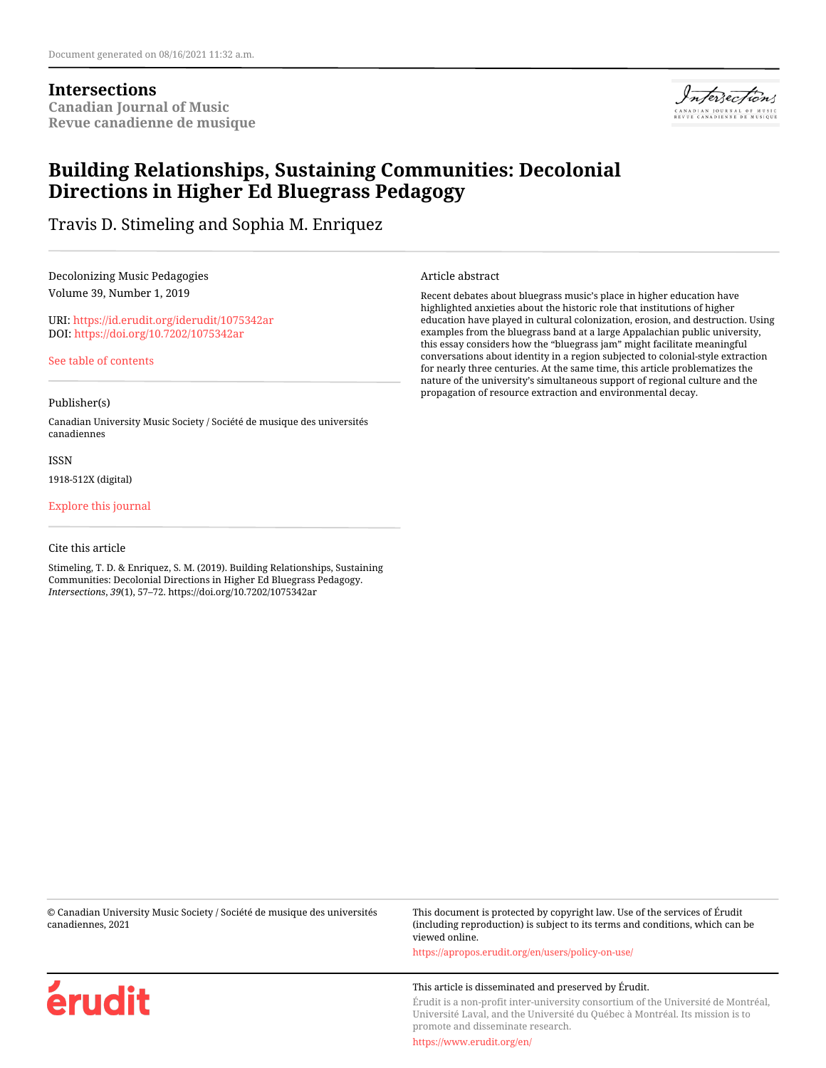Document generated on 08/16/2021 11:32 a.m.

**Intersections**
**Canadian Journal of Music**
**Revue canadienne de musique**

# Building Relationships, Sustaining Communities: Decolonial Directions in Higher Ed Bluegrass Pedagogy

Travis D. Stimeling and Sophia M. Enriquez

Decolonizing Music Pedagogies
Volume 39, Number 1, 2019

URI: https://id.erudit.org/iderudit/1075342ar
DOI: https://doi.org/10.7202/1075342ar

See table of contents

Publisher(s)

Canadian University Music Society / Société de musique des universités canadiennes

ISSN

1918-512X (digital)

Explore this journal

Cite this article

Stimeling, T. D. & Enriquez, S. M. (2019). Building Relationships, Sustaining Communities: Decolonial Directions in Higher Ed Bluegrass Pedagogy. *Intersections*, *39*(1), 57–72. https://doi.org/10.7202/1075342ar

Article abstract

Recent debates about bluegrass music's place in higher education have highlighted anxieties about the historic role that institutions of higher education have played in cultural colonization, erosion, and destruction. Using examples from the bluegrass band at a large Appalachian public university, this essay considers how the "bluegrass jam" might facilitate meaningful conversations about identity in a region subjected to colonial-style extraction for nearly three centuries. At the same time, this article problematizes the nature of the university's simultaneous support of regional culture and the propagation of resource extraction and environmental decay.

© Canadian University Music Society / Société de musique des universités canadiennes, 2021

This document is protected by copyright law. Use of the services of Érudit (including reproduction) is subject to its terms and conditions, which can be viewed online.

https://apropos.erudit.org/en/users/policy-on-use/

This article is disseminated and preserved by Érudit.

Érudit is a non-profit inter-university consortium of the Université de Montréal, Université Laval, and the Université du Québec à Montréal. Its mission is to promote and disseminate research.

https://www.erudit.org/en/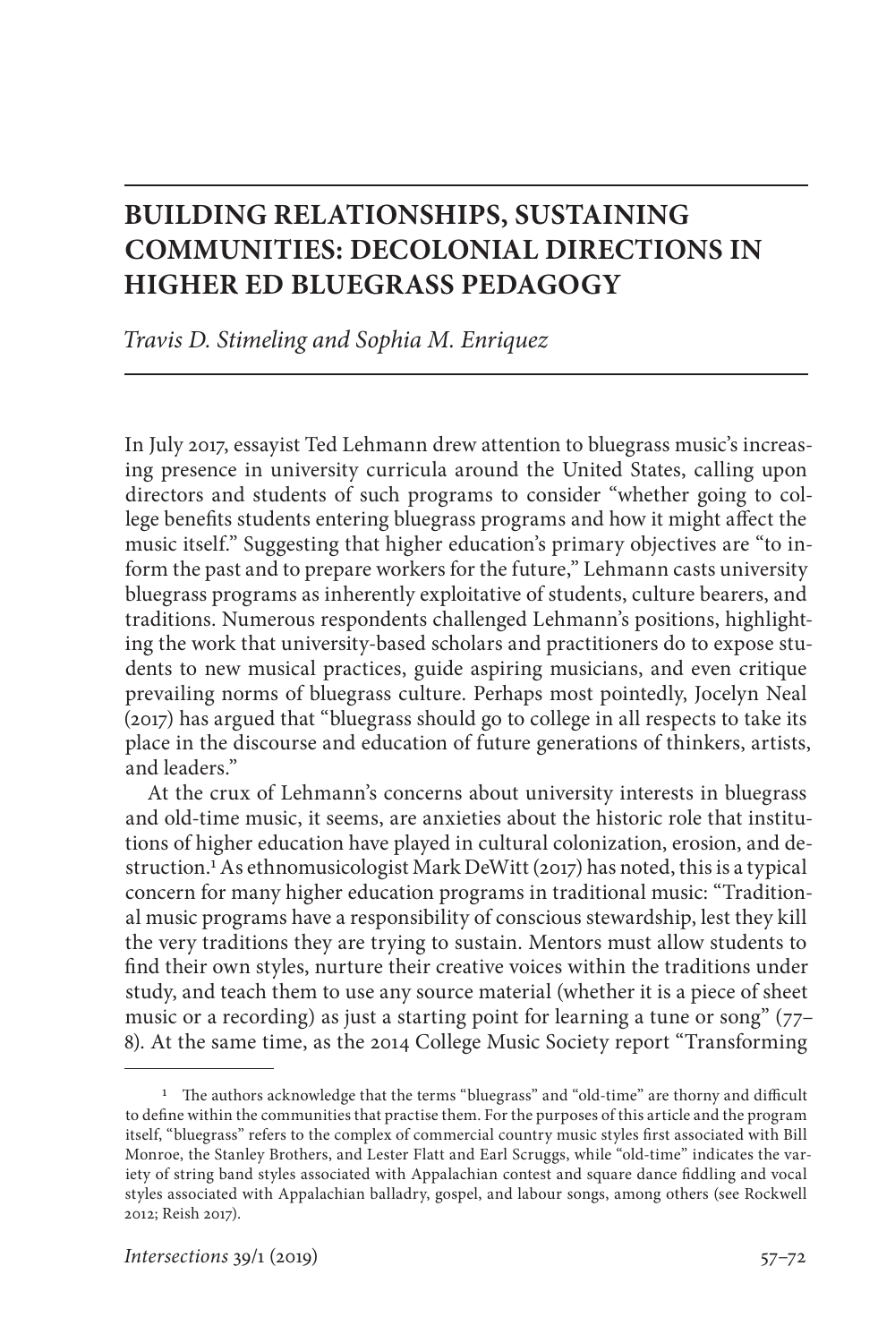# BUILDING RELATIONSHIPS, SUSTAINING COMMUNITIES: DECOLONIAL DIRECTIONS IN HIGHER ED BLUEGRASS PEDAGOGY

*Travis D. Stimeling and Sophia M. Enriquez*

In July 2017, essayist Ted Lehmann drew attention to bluegrass music's increasing presence in university curricula around the United States, calling upon directors and students of such programs to consider "whether going to college benefits students entering bluegrass programs and how it might affect the music itself." Suggesting that higher education's primary objectives are "to inform the past and to prepare workers for the future," Lehmann casts university bluegrass programs as inherently exploitative of students, culture bearers, and traditions. Numerous respondents challenged Lehmann's positions, highlighting the work that university-based scholars and practitioners do to expose students to new musical practices, guide aspiring musicians, and even critique prevailing norms of bluegrass culture. Perhaps most pointedly, Jocelyn Neal (2017) has argued that "bluegrass should go to college in all respects to take its place in the discourse and education of future generations of thinkers, artists, and leaders."

At the crux of Lehmann's concerns about university interests in bluegrass and old-time music, it seems, are anxieties about the historic role that institutions of higher education have played in cultural colonization, erosion, and destruction.[1] As ethnomusicologist Mark DeWitt (2017) has noted, this is a typical concern for many higher education programs in traditional music: "Traditional music programs have a responsibility of conscious stewardship, lest they kill the very traditions they are trying to sustain. Mentors must allow students to find their own styles, nurture their creative voices within the traditions under study, and teach them to use any source material (whether it is a piece of sheet music or a recording) as just a starting point for learning a tune or song" (77–8). At the same time, as the 2014 College Music Society report "Transforming

[1] The authors acknowledge that the terms "bluegrass" and "old-time" are thorny and difficult to define within the communities that practise them. For the purposes of this article and the program itself, "bluegrass" refers to the complex of commercial country music styles first associated with Bill Monroe, the Stanley Brothers, and Lester Flatt and Earl Scruggs, while "old-time" indicates the variety of string band styles associated with Appalachian contest and square dance fiddling and vocal styles associated with Appalachian balladry, gospel, and labour songs, among others (see Rockwell 2012; Reish 2017).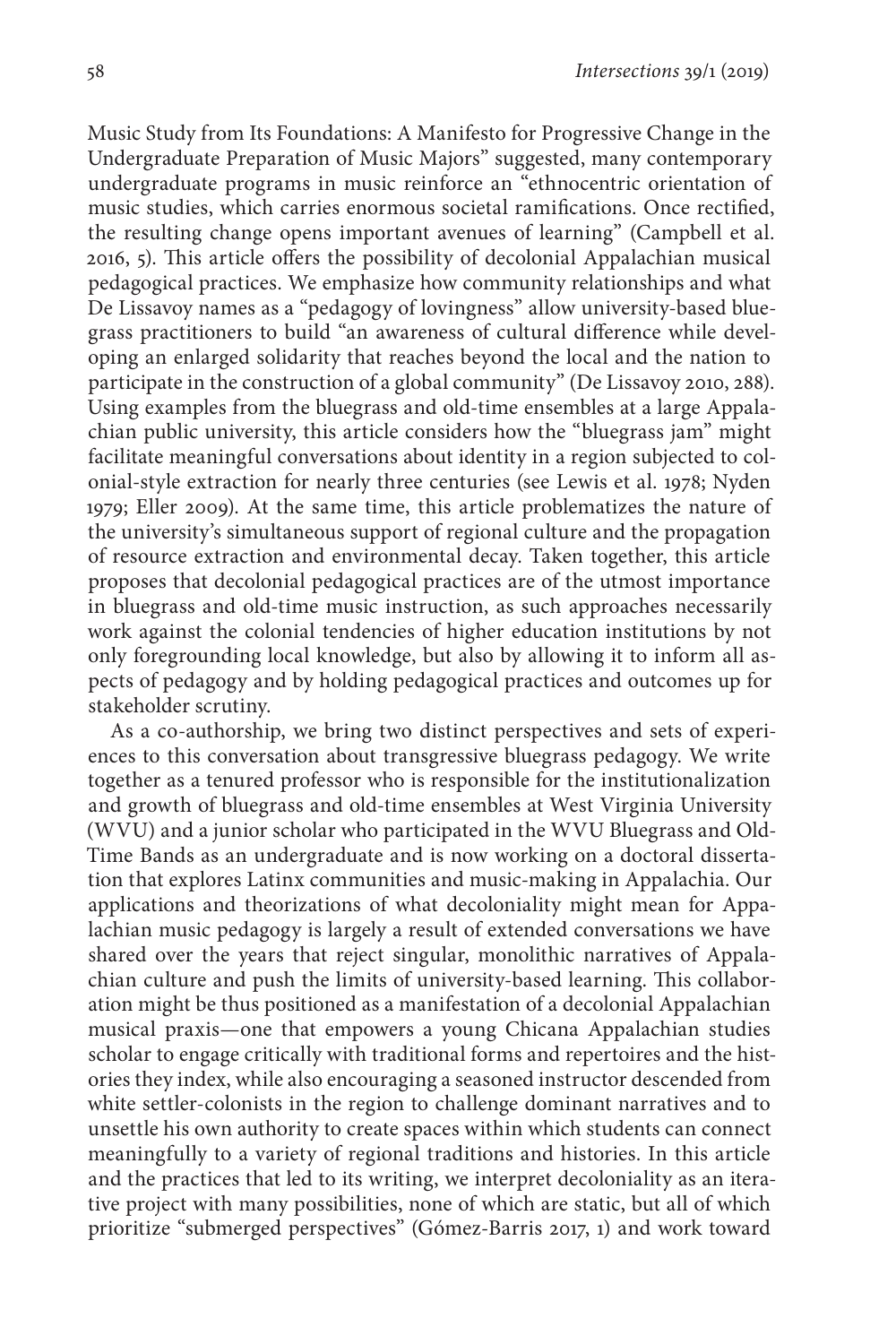Music Study from Its Foundations: A Manifesto for Progressive Change in the Undergraduate Preparation of Music Majors" suggested, many contemporary undergraduate programs in music reinforce an "ethnocentric orientation of music studies, which carries enormous societal ramifications. Once rectified, the resulting change opens important avenues of learning" (Campbell et al. 2016, 5). This article offers the possibility of decolonial Appalachian musical pedagogical practices. We emphasize how community relationships and what De Lissavoy names as a "pedagogy of lovingness" allow university-based bluegrass practitioners to build "an awareness of cultural difference while developing an enlarged solidarity that reaches beyond the local and the nation to participate in the construction of a global community" (De Lissavoy 2010, 288). Using examples from the bluegrass and old-time ensembles at a large Appalachian public university, this article considers how the "bluegrass jam" might facilitate meaningful conversations about identity in a region subjected to colonial-style extraction for nearly three centuries (see Lewis et al. 1978; Nyden 1979; Eller 2009). At the same time, this article problematizes the nature of the university's simultaneous support of regional culture and the propagation of resource extraction and environmental decay. Taken together, this article proposes that decolonial pedagogical practices are of the utmost importance in bluegrass and old-time music instruction, as such approaches necessarily work against the colonial tendencies of higher education institutions by not only foregrounding local knowledge, but also by allowing it to inform all aspects of pedagogy and by holding pedagogical practices and outcomes up for stakeholder scrutiny.

As a co-authorship, we bring two distinct perspectives and sets of experiences to this conversation about transgressive bluegrass pedagogy. We write together as a tenured professor who is responsible for the institutionalization and growth of bluegrass and old-time ensembles at West Virginia University (WVU) and a junior scholar who participated in the WVU Bluegrass and Old-Time Bands as an undergraduate and is now working on a doctoral dissertation that explores Latinx communities and music-making in Appalachia. Our applications and theorizations of what decoloniality might mean for Appalachian music pedagogy is largely a result of extended conversations we have shared over the years that reject singular, monolithic narratives of Appalachian culture and push the limits of university-based learning. This collaboration might be thus positioned as a manifestation of a decolonial Appalachian musical praxis—one that empowers a young Chicana Appalachian studies scholar to engage critically with traditional forms and repertoires and the histories they index, while also encouraging a seasoned instructor descended from white settler-colonists in the region to challenge dominant narratives and to unsettle his own authority to create spaces within which students can connect meaningfully to a variety of regional traditions and histories. In this article and the practices that led to its writing, we interpret decoloniality as an iterative project with many possibilities, none of which are static, but all of which prioritize "submerged perspectives" (Gómez-Barris 2017, 1) and work toward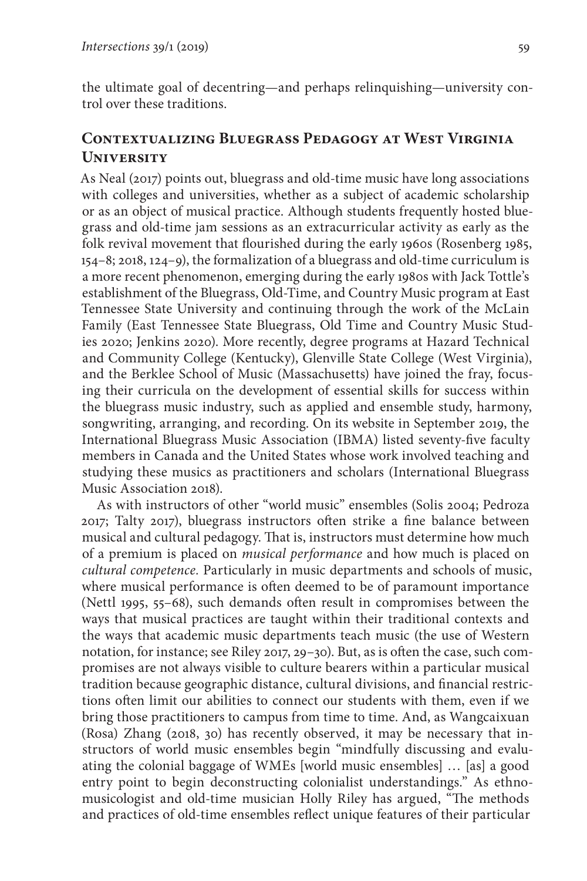the ultimate goal of decentring—and perhaps relinquishing—university control over these traditions.

## Contextualizing Bluegrass Pedagogy at West Virginia University

As Neal (2017) points out, bluegrass and old-time music have long associations with colleges and universities, whether as a subject of academic scholarship or as an object of musical practice. Although students frequently hosted bluegrass and old-time jam sessions as an extracurricular activity as early as the folk revival movement that flourished during the early 1960s (Rosenberg 1985, 154–8; 2018, 124–9), the formalization of a bluegrass and old-time curriculum is a more recent phenomenon, emerging during the early 1980s with Jack Tottle's establishment of the Bluegrass, Old-Time, and Country Music program at East Tennessee State University and continuing through the work of the McLain Family (East Tennessee State Bluegrass, Old Time and Country Music Studies 2020; Jenkins 2020). More recently, degree programs at Hazard Technical and Community College (Kentucky), Glenville State College (West Virginia), and the Berklee School of Music (Massachusetts) have joined the fray, focusing their curricula on the development of essential skills for success within the bluegrass music industry, such as applied and ensemble study, harmony, songwriting, arranging, and recording. On its website in September 2019, the International Bluegrass Music Association (IBMA) listed seventy-five faculty members in Canada and the United States whose work involved teaching and studying these musics as practitioners and scholars (International Bluegrass Music Association 2018).

As with instructors of other "world music" ensembles (Solis 2004; Pedroza 2017; Talty 2017), bluegrass instructors often strike a fine balance between musical and cultural pedagogy. That is, instructors must determine how much of a premium is placed on *musical performance* and how much is placed on *cultural competence.* Particularly in music departments and schools of music, where musical performance is often deemed to be of paramount importance (Nettl 1995, 55–68), such demands often result in compromises between the ways that musical practices are taught within their traditional contexts and the ways that academic music departments teach music (the use of Western notation, for instance; see Riley 2017, 29–30). But, as is often the case, such compromises are not always visible to culture bearers within a particular musical tradition because geographic distance, cultural divisions, and financial restrictions often limit our abilities to connect our students with them, even if we bring those practitioners to campus from time to time. And, as Wangcaixuan (Rosa) Zhang (2018, 30) has recently observed, it may be necessary that instructors of world music ensembles begin "mindfully discussing and evaluating the colonial baggage of WMEs [world music ensembles] … [as] a good entry point to begin deconstructing colonialist understandings." As ethnomusicologist and old-time musician Holly Riley has argued, "The methods and practices of old-time ensembles reflect unique features of their particular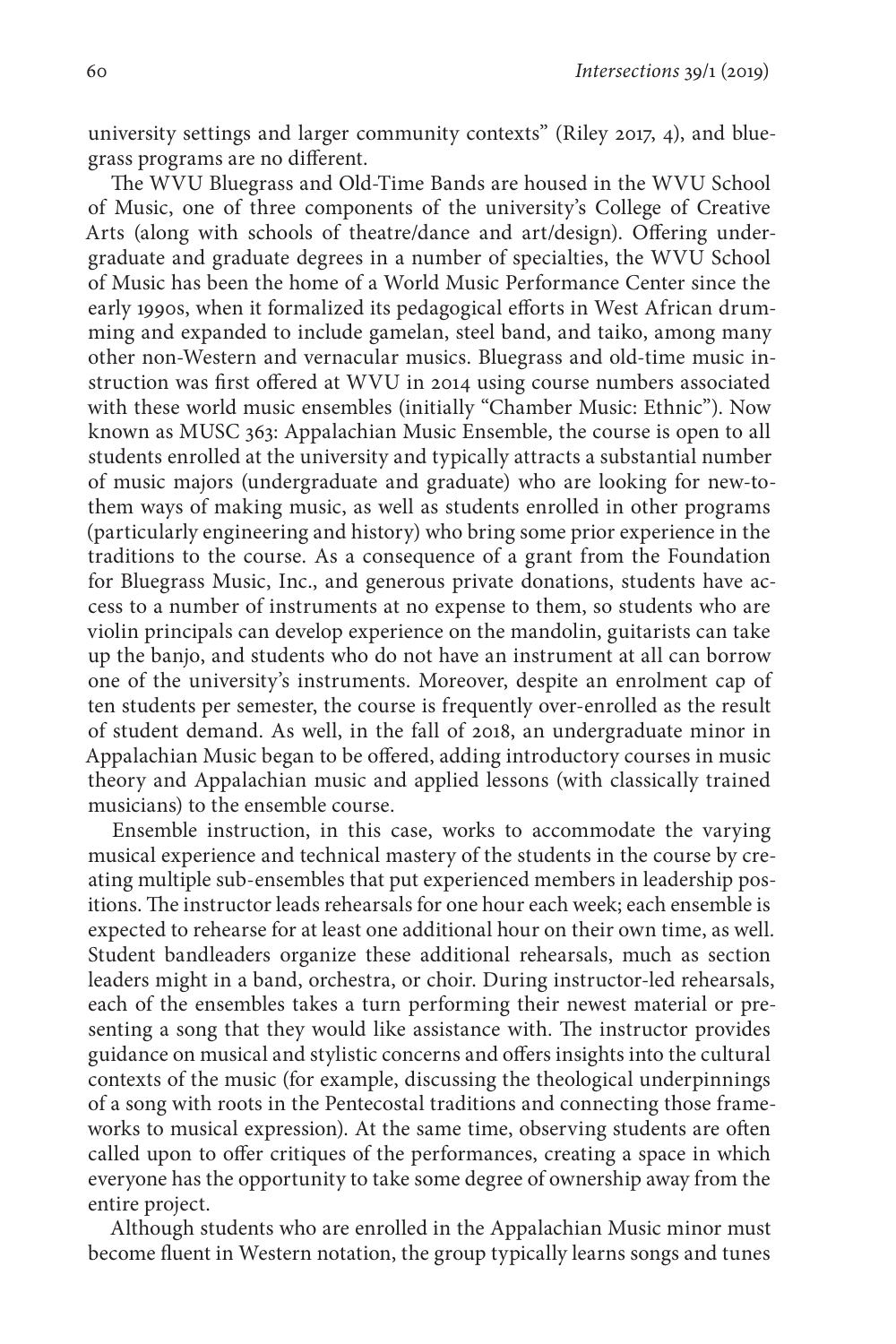university settings and larger community contexts" (Riley 2017, 4), and bluegrass programs are no different.

The WVU Bluegrass and Old-Time Bands are housed in the WVU School of Music, one of three components of the university's College of Creative Arts (along with schools of theatre/dance and art/design). Offering undergraduate and graduate degrees in a number of specialties, the WVU School of Music has been the home of a World Music Performance Center since the early 1990s, when it formalized its pedagogical efforts in West African drumming and expanded to include gamelan, steel band, and taiko, among many other non-Western and vernacular musics. Bluegrass and old-time music instruction was first offered at WVU in 2014 using course numbers associated with these world music ensembles (initially "Chamber Music: Ethnic"). Now known as MUSC 363: Appalachian Music Ensemble, the course is open to all students enrolled at the university and typically attracts a substantial number of music majors (undergraduate and graduate) who are looking for new-to-them ways of making music, as well as students enrolled in other programs (particularly engineering and history) who bring some prior experience in the traditions to the course. As a consequence of a grant from the Foundation for Bluegrass Music, Inc., and generous private donations, students have access to a number of instruments at no expense to them, so students who are violin principals can develop experience on the mandolin, guitarists can take up the banjo, and students who do not have an instrument at all can borrow one of the university's instruments. Moreover, despite an enrolment cap of ten students per semester, the course is frequently over-enrolled as the result of student demand. As well, in the fall of 2018, an undergraduate minor in Appalachian Music began to be offered, adding introductory courses in music theory and Appalachian music and applied lessons (with classically trained musicians) to the ensemble course.

Ensemble instruction, in this case, works to accommodate the varying musical experience and technical mastery of the students in the course by creating multiple sub-ensembles that put experienced members in leadership positions. The instructor leads rehearsals for one hour each week; each ensemble is expected to rehearse for at least one additional hour on their own time, as well. Student bandleaders organize these additional rehearsals, much as section leaders might in a band, orchestra, or choir. During instructor-led rehearsals, each of the ensembles takes a turn performing their newest material or presenting a song that they would like assistance with. The instructor provides guidance on musical and stylistic concerns and offers insights into the cultural contexts of the music (for example, discussing the theological underpinnings of a song with roots in the Pentecostal traditions and connecting those frameworks to musical expression). At the same time, observing students are often called upon to offer critiques of the performances, creating a space in which everyone has the opportunity to take some degree of ownership away from the entire project.

Although students who are enrolled in the Appalachian Music minor must become fluent in Western notation, the group typically learns songs and tunes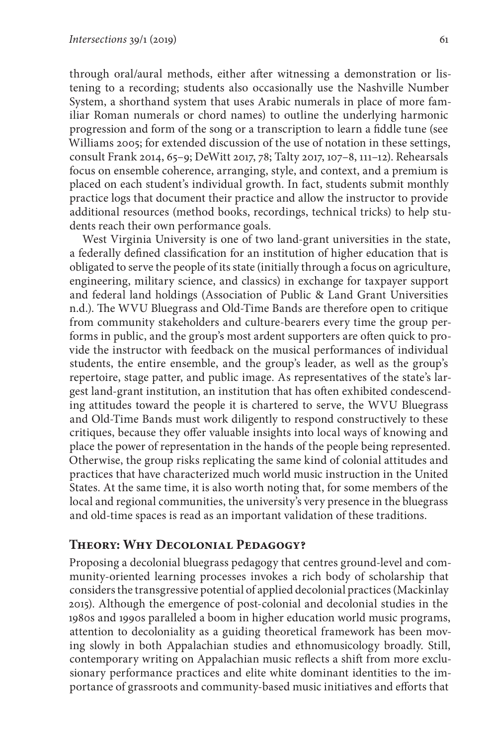through oral/aural methods, either after witnessing a demonstration or listening to a recording; students also occasionally use the Nashville Number System, a shorthand system that uses Arabic numerals in place of more familiar Roman numerals or chord names) to outline the underlying harmonic progression and form of the song or a transcription to learn a fiddle tune (see Williams 2005; for extended discussion of the use of notation in these settings, consult Frank 2014, 65–9; DeWitt 2017, 78; Talty 2017, 107–8, 111–12). Rehearsals focus on ensemble coherence, arranging, style, and context, and a premium is placed on each student's individual growth. In fact, students submit monthly practice logs that document their practice and allow the instructor to provide additional resources (method books, recordings, technical tricks) to help students reach their own performance goals.

West Virginia University is one of two land-grant universities in the state, a federally defined classification for an institution of higher education that is obligated to serve the people of its state (initially through a focus on agriculture, engineering, military science, and classics) in exchange for taxpayer support and federal land holdings (Association of Public & Land Grant Universities n.d.). The WVU Bluegrass and Old-Time Bands are therefore open to critique from community stakeholders and culture-bearers every time the group performs in public, and the group's most ardent supporters are often quick to provide the instructor with feedback on the musical performances of individual students, the entire ensemble, and the group's leader, as well as the group's repertoire, stage patter, and public image. As representatives of the state's largest land-grant institution, an institution that has often exhibited condescending attitudes toward the people it is chartered to serve, the WVU Bluegrass and Old-Time Bands must work diligently to respond constructively to these critiques, because they offer valuable insights into local ways of knowing and place the power of representation in the hands of the people being represented. Otherwise, the group risks replicating the same kind of colonial attitudes and practices that have characterized much world music instruction in the United States. At the same time, it is also worth noting that, for some members of the local and regional communities, the university's very presence in the bluegrass and old-time spaces is read as an important validation of these traditions.

## Theory: Why Decolonial Pedagogy?

Proposing a decolonial bluegrass pedagogy that centres ground-level and community-oriented learning processes invokes a rich body of scholarship that considers the transgressive potential of applied decolonial practices (Mackinlay 2015). Although the emergence of post-colonial and decolonial studies in the 1980s and 1990s paralleled a boom in higher education world music programs, attention to decoloniality as a guiding theoretical framework has been moving slowly in both Appalachian studies and ethnomusicology broadly. Still, contemporary writing on Appalachian music reflects a shift from more exclusionary performance practices and elite white dominant identities to the importance of grassroots and community-based music initiatives and efforts that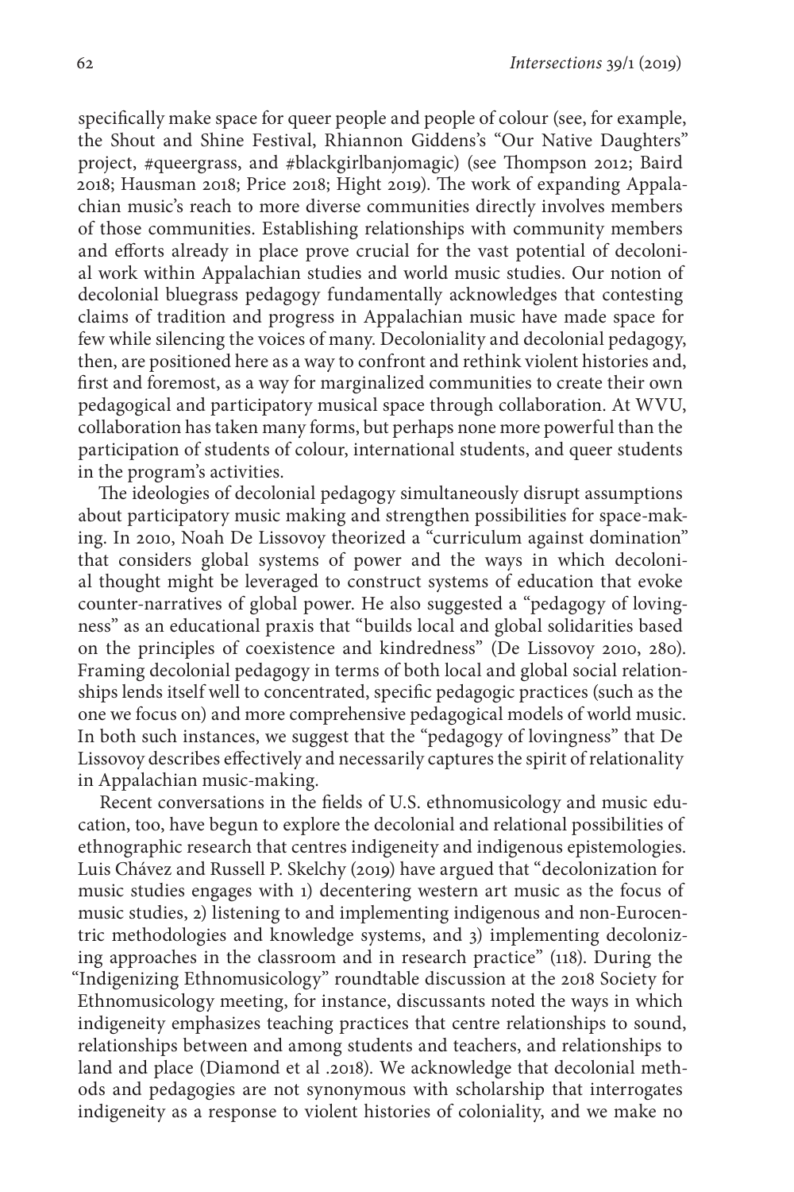specifically make space for queer people and people of colour (see, for example, the Shout and Shine Festival, Rhiannon Giddens's "Our Native Daughters" project, #queergrass, and #blackgirlbanjomagic) (see Thompson 2012; Baird 2018; Hausman 2018; Price 2018; Hight 2019). The work of expanding Appalachian music's reach to more diverse communities directly involves members of those communities. Establishing relationships with community members and efforts already in place prove crucial for the vast potential of decolonial work within Appalachian studies and world music studies. Our notion of decolonial bluegrass pedagogy fundamentally acknowledges that contesting claims of tradition and progress in Appalachian music have made space for few while silencing the voices of many. Decoloniality and decolonial pedagogy, then, are positioned here as a way to confront and rethink violent histories and, first and foremost, as a way for marginalized communities to create their own pedagogical and participatory musical space through collaboration. At WVU, collaboration has taken many forms, but perhaps none more powerful than the participation of students of colour, international students, and queer students in the program's activities.

The ideologies of decolonial pedagogy simultaneously disrupt assumptions about participatory music making and strengthen possibilities for space-making. In 2010, Noah De Lissovoy theorized a "curriculum against domination" that considers global systems of power and the ways in which decolonial thought might be leveraged to construct systems of education that evoke counter-narratives of global power. He also suggested a "pedagogy of lovingness" as an educational praxis that "builds local and global solidarities based on the principles of coexistence and kindredness" (De Lissovoy 2010, 280). Framing decolonial pedagogy in terms of both local and global social relationships lends itself well to concentrated, specific pedagogic practices (such as the one we focus on) and more comprehensive pedagogical models of world music. In both such instances, we suggest that the "pedagogy of lovingness" that De Lissovoy describes effectively and necessarily captures the spirit of relationality in Appalachian music-making.

Recent conversations in the fields of U.S. ethnomusicology and music education, too, have begun to explore the decolonial and relational possibilities of ethnographic research that centres indigeneity and indigenous epistemologies. Luis Chávez and Russell P. Skelchy (2019) have argued that "decolonization for music studies engages with 1) decentering western art music as the focus of music studies, 2) listening to and implementing indigenous and non-Eurocentric methodologies and knowledge systems, and 3) implementing decolonizing approaches in the classroom and in research practice" (118). During the "Indigenizing Ethnomusicology" roundtable discussion at the 2018 Society for Ethnomusicology meeting, for instance, discussants noted the ways in which indigeneity emphasizes teaching practices that centre relationships to sound, relationships between and among students and teachers, and relationships to land and place (Diamond et al .2018). We acknowledge that decolonial methods and pedagogies are not synonymous with scholarship that interrogates indigeneity as a response to violent histories of coloniality, and we make no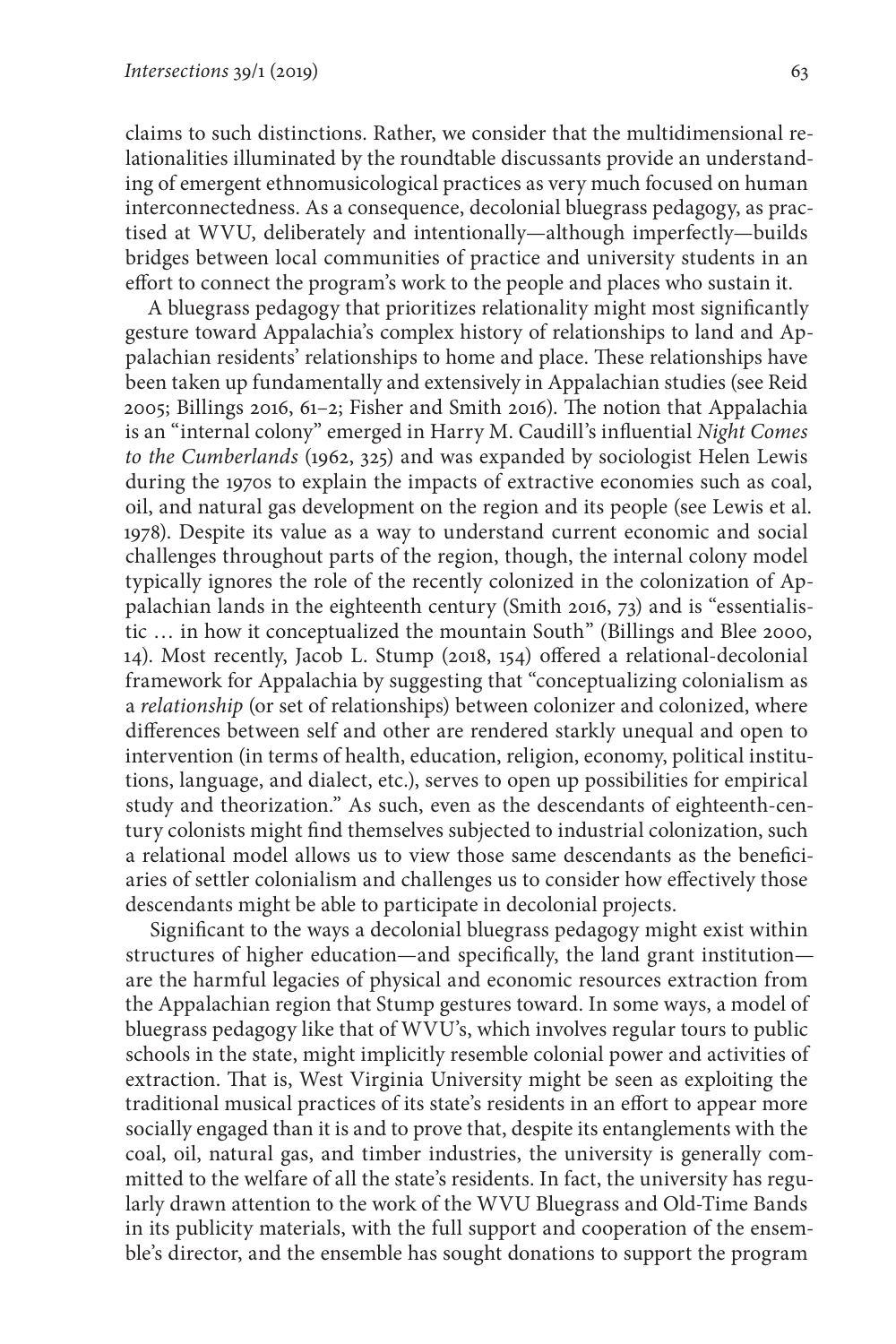claims to such distinctions. Rather, we consider that the multidimensional relationalities illuminated by the roundtable discussants provide an understanding of emergent ethnomusicological practices as very much focused on human interconnectedness. As a consequence, decolonial bluegrass pedagogy, as practised at WVU, deliberately and intentionally—although imperfectly—builds bridges between local communities of practice and university students in an effort to connect the program's work to the people and places who sustain it.

A bluegrass pedagogy that prioritizes relationality might most significantly gesture toward Appalachia's complex history of relationships to land and Appalachian residents' relationships to home and place. These relationships have been taken up fundamentally and extensively in Appalachian studies (see Reid 2005; Billings 2016, 61–2; Fisher and Smith 2016). The notion that Appalachia is an "internal colony" emerged in Harry M. Caudill's influential *Night Comes to the Cumberlands* (1962, 325) and was expanded by sociologist Helen Lewis during the 1970s to explain the impacts of extractive economies such as coal, oil, and natural gas development on the region and its people (see Lewis et al. 1978). Despite its value as a way to understand current economic and social challenges throughout parts of the region, though, the internal colony model typically ignores the role of the recently colonized in the colonization of Appalachian lands in the eighteenth century (Smith 2016, 73) and is "essentialistic … in how it conceptualized the mountain South" (Billings and Blee 2000, 14). Most recently, Jacob L. Stump (2018, 154) offered a relational-decolonial framework for Appalachia by suggesting that "conceptualizing colonialism as a *relationship* (or set of relationships) between colonizer and colonized, where differences between self and other are rendered starkly unequal and open to intervention (in terms of health, education, religion, economy, political institutions, language, and dialect, etc.), serves to open up possibilities for empirical study and theorization." As such, even as the descendants of eighteenth-century colonists might find themselves subjected to industrial colonization, such a relational model allows us to view those same descendants as the beneficiaries of settler colonialism and challenges us to consider how effectively those descendants might be able to participate in decolonial projects.

Significant to the ways a decolonial bluegrass pedagogy might exist within structures of higher education—and specifically, the land grant institution—are the harmful legacies of physical and economic resources extraction from the Appalachian region that Stump gestures toward. In some ways, a model of bluegrass pedagogy like that of WVU's, which involves regular tours to public schools in the state, might implicitly resemble colonial power and activities of extraction. That is, West Virginia University might be seen as exploiting the traditional musical practices of its state's residents in an effort to appear more socially engaged than it is and to prove that, despite its entanglements with the coal, oil, natural gas, and timber industries, the university is generally committed to the welfare of all the state's residents. In fact, the university has regularly drawn attention to the work of the WVU Bluegrass and Old-Time Bands in its publicity materials, with the full support and cooperation of the ensemble's director, and the ensemble has sought donations to support the program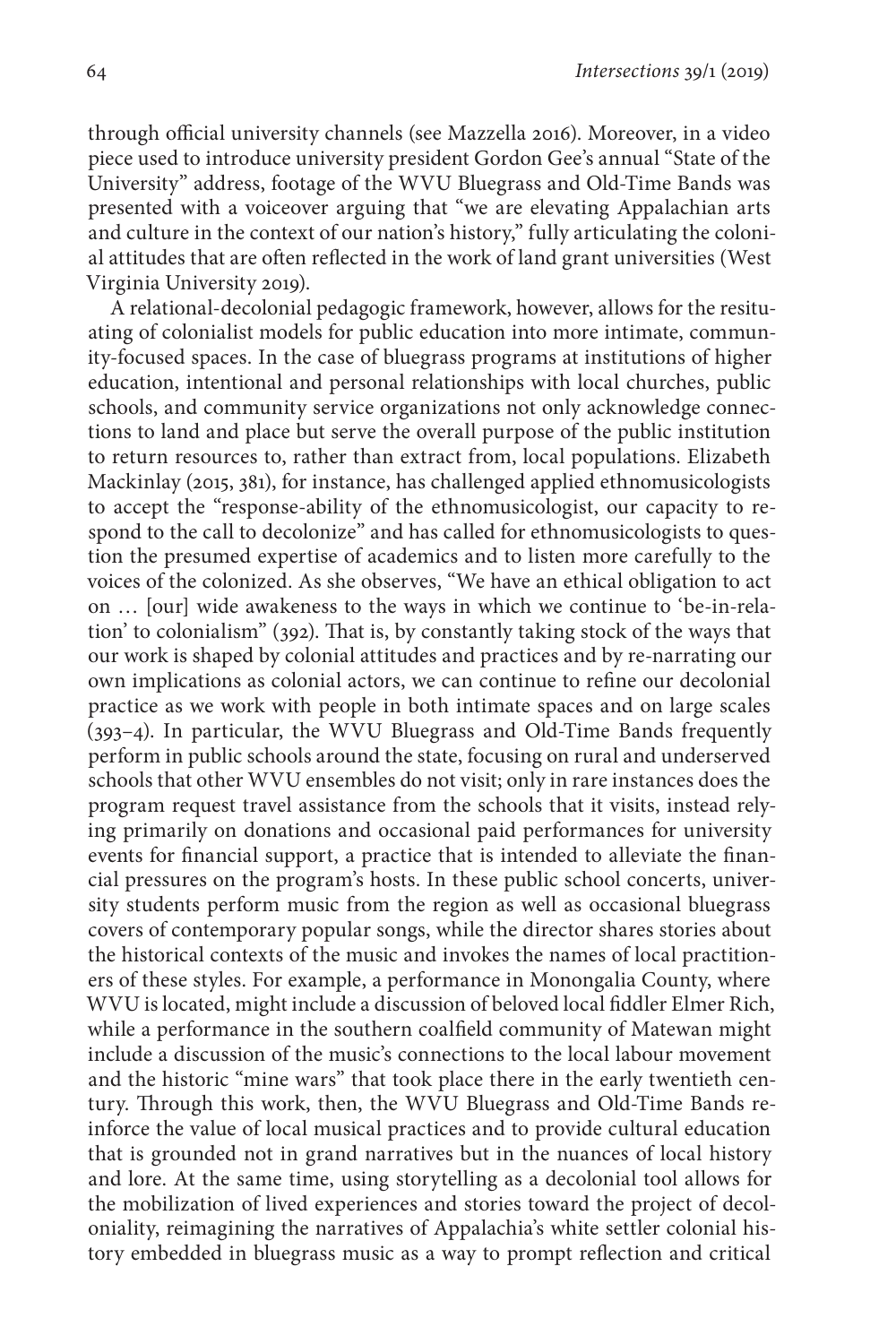through official university channels (see Mazzella 2016). Moreover, in a video piece used to introduce university president Gordon Gee's annual "State of the University" address, footage of the WVU Bluegrass and Old-Time Bands was presented with a voiceover arguing that "we are elevating Appalachian arts and culture in the context of our nation's history," fully articulating the colonial attitudes that are often reflected in the work of land grant universities (West Virginia University 2019).

A relational-decolonial pedagogic framework, however, allows for the resituating of colonialist models for public education into more intimate, community-focused spaces. In the case of bluegrass programs at institutions of higher education, intentional and personal relationships with local churches, public schools, and community service organizations not only acknowledge connections to land and place but serve the overall purpose of the public institution to return resources to, rather than extract from, local populations. Elizabeth Mackinlay (2015, 381), for instance, has challenged applied ethnomusicologists to accept the "response-ability of the ethnomusicologist, our capacity to respond to the call to decolonize" and has called for ethnomusicologists to question the presumed expertise of academics and to listen more carefully to the voices of the colonized. As she observes, "We have an ethical obligation to act on … [our] wide awakeness to the ways in which we continue to 'be-in-relation' to colonialism" (392). That is, by constantly taking stock of the ways that our work is shaped by colonial attitudes and practices and by re-narrating our own implications as colonial actors, we can continue to refine our decolonial practice as we work with people in both intimate spaces and on large scales (393–4). In particular, the WVU Bluegrass and Old-Time Bands frequently perform in public schools around the state, focusing on rural and underserved schools that other WVU ensembles do not visit; only in rare instances does the program request travel assistance from the schools that it visits, instead relying primarily on donations and occasional paid performances for university events for financial support, a practice that is intended to alleviate the financial pressures on the program's hosts. In these public school concerts, university students perform music from the region as well as occasional bluegrass covers of contemporary popular songs, while the director shares stories about the historical contexts of the music and invokes the names of local practitioners of these styles. For example, a performance in Monongalia County, where WVU is located, might include a discussion of beloved local fiddler Elmer Rich, while a performance in the southern coalfield community of Matewan might include a discussion of the music's connections to the local labour movement and the historic "mine wars" that took place there in the early twentieth century. Through this work, then, the WVU Bluegrass and Old-Time Bands reinforce the value of local musical practices and to provide cultural education that is grounded not in grand narratives but in the nuances of local history and lore. At the same time, using storytelling as a decolonial tool allows for the mobilization of lived experiences and stories toward the project of decoloniality, reimagining the narratives of Appalachia's white settler colonial history embedded in bluegrass music as a way to prompt reflection and critical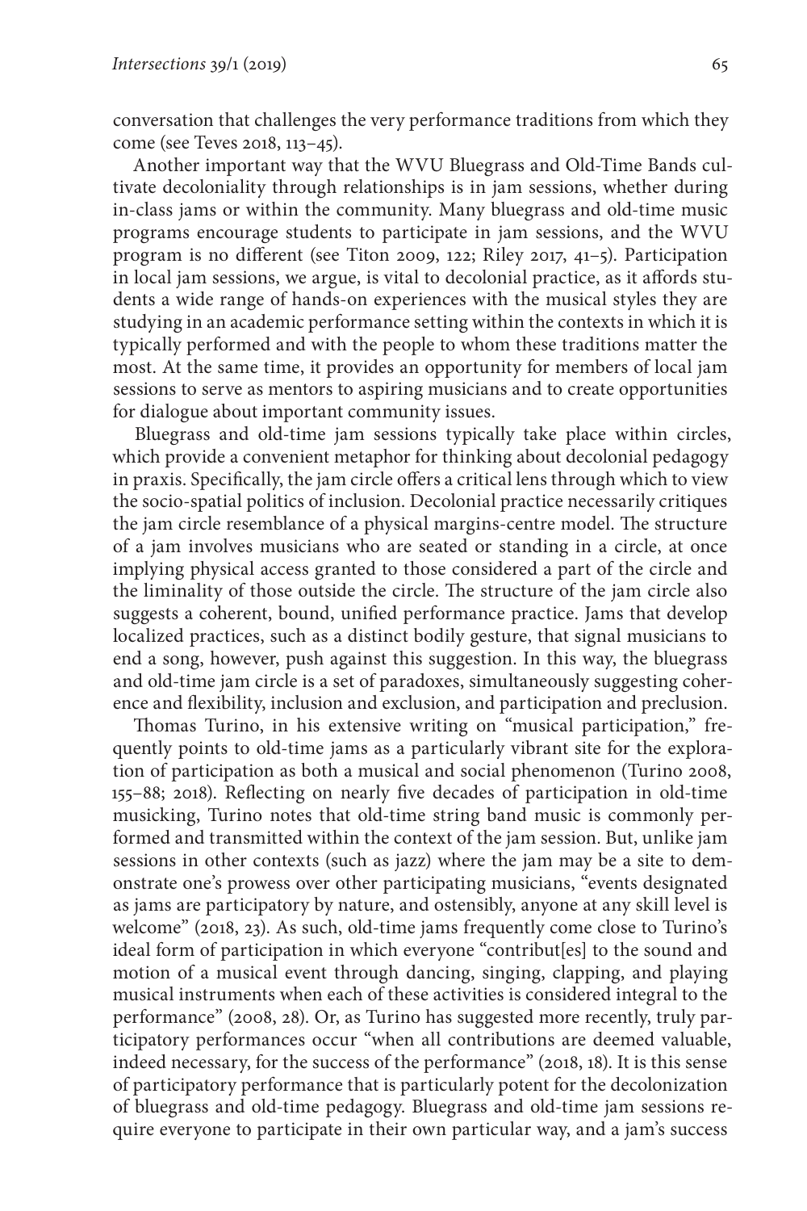conversation that challenges the very performance traditions from which they come (see Teves 2018, 113–45).

Another important way that the WVU Bluegrass and Old-Time Bands cultivate decoloniality through relationships is in jam sessions, whether during in-class jams or within the community. Many bluegrass and old-time music programs encourage students to participate in jam sessions, and the WVU program is no different (see Titon 2009, 122; Riley 2017, 41–5). Participation in local jam sessions, we argue, is vital to decolonial practice, as it affords students a wide range of hands-on experiences with the musical styles they are studying in an academic performance setting within the contexts in which it is typically performed and with the people to whom these traditions matter the most. At the same time, it provides an opportunity for members of local jam sessions to serve as mentors to aspiring musicians and to create opportunities for dialogue about important community issues.

Bluegrass and old-time jam sessions typically take place within circles, which provide a convenient metaphor for thinking about decolonial pedagogy in praxis. Specifically, the jam circle offers a critical lens through which to view the socio-spatial politics of inclusion. Decolonial practice necessarily critiques the jam circle resemblance of a physical margins-centre model. The structure of a jam involves musicians who are seated or standing in a circle, at once implying physical access granted to those considered a part of the circle and the liminality of those outside the circle. The structure of the jam circle also suggests a coherent, bound, unified performance practice. Jams that develop localized practices, such as a distinct bodily gesture, that signal musicians to end a song, however, push against this suggestion. In this way, the bluegrass and old-time jam circle is a set of paradoxes, simultaneously suggesting coherence and flexibility, inclusion and exclusion, and participation and preclusion.

Thomas Turino, in his extensive writing on "musical participation," frequently points to old-time jams as a particularly vibrant site for the exploration of participation as both a musical and social phenomenon (Turino 2008, 155–88; 2018). Reflecting on nearly five decades of participation in old-time musicking, Turino notes that old-time string band music is commonly performed and transmitted within the context of the jam session. But, unlike jam sessions in other contexts (such as jazz) where the jam may be a site to demonstrate one's prowess over other participating musicians, "events designated as jams are participatory by nature, and ostensibly, anyone at any skill level is welcome" (2018, 23). As such, old-time jams frequently come close to Turino's ideal form of participation in which everyone "contribut[es] to the sound and motion of a musical event through dancing, singing, clapping, and playing musical instruments when each of these activities is considered integral to the performance" (2008, 28). Or, as Turino has suggested more recently, truly participatory performances occur "when all contributions are deemed valuable, indeed necessary, for the success of the performance" (2018, 18). It is this sense of participatory performance that is particularly potent for the decolonization of bluegrass and old-time pedagogy. Bluegrass and old-time jam sessions require everyone to participate in their own particular way, and a jam's success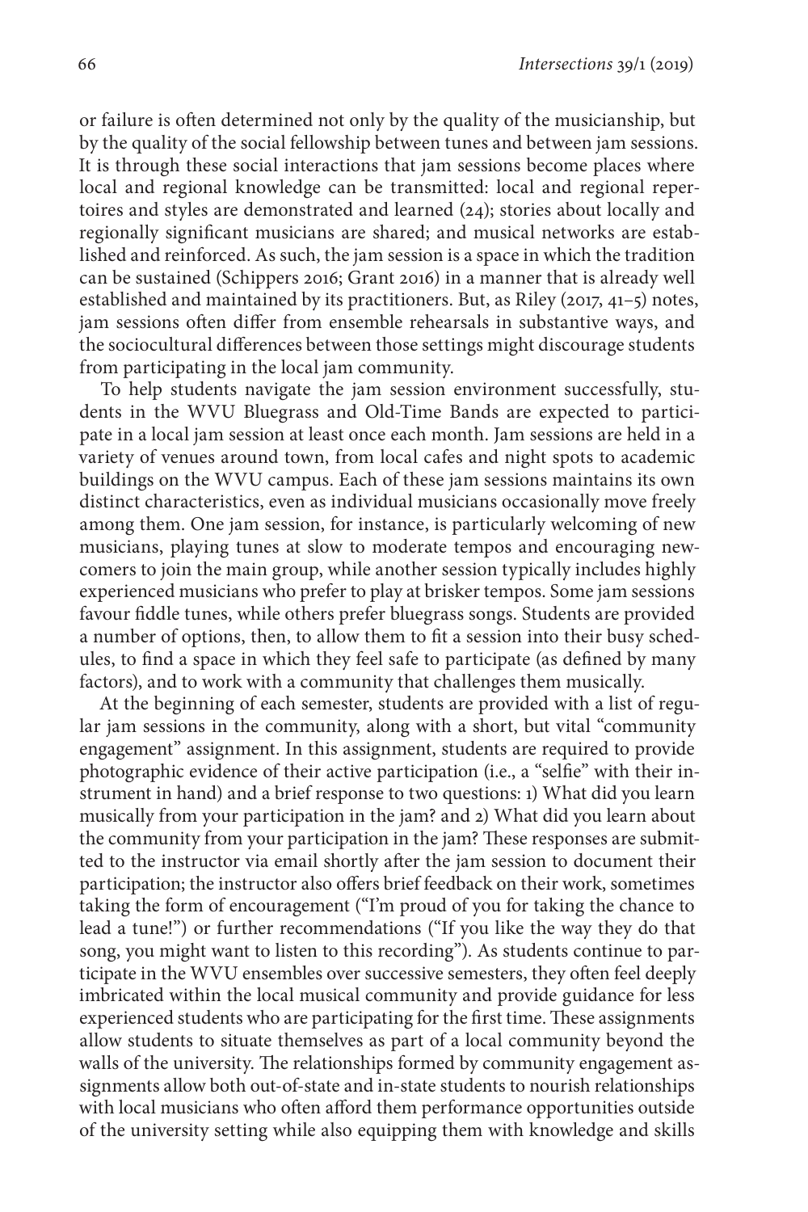or failure is often determined not only by the quality of the musicianship, but by the quality of the social fellowship between tunes and between jam sessions. It is through these social interactions that jam sessions become places where local and regional knowledge can be transmitted: local and regional repertoires and styles are demonstrated and learned (24); stories about locally and regionally significant musicians are shared; and musical networks are established and reinforced. As such, the jam session is a space in which the tradition can be sustained (Schippers 2016; Grant 2016) in a manner that is already well established and maintained by its practitioners. But, as Riley (2017, 41–5) notes, jam sessions often differ from ensemble rehearsals in substantive ways, and the sociocultural differences between those settings might discourage students from participating in the local jam community.

To help students navigate the jam session environment successfully, students in the WVU Bluegrass and Old-Time Bands are expected to participate in a local jam session at least once each month. Jam sessions are held in a variety of venues around town, from local cafes and night spots to academic buildings on the WVU campus. Each of these jam sessions maintains its own distinct characteristics, even as individual musicians occasionally move freely among them. One jam session, for instance, is particularly welcoming of new musicians, playing tunes at slow to moderate tempos and encouraging newcomers to join the main group, while another session typically includes highly experienced musicians who prefer to play at brisker tempos. Some jam sessions favour fiddle tunes, while others prefer bluegrass songs. Students are provided a number of options, then, to allow them to fit a session into their busy schedules, to find a space in which they feel safe to participate (as defined by many factors), and to work with a community that challenges them musically.

At the beginning of each semester, students are provided with a list of regular jam sessions in the community, along with a short, but vital "community engagement" assignment. In this assignment, students are required to provide photographic evidence of their active participation (i.e., a "selfie" with their instrument in hand) and a brief response to two questions: 1) What did you learn musically from your participation in the jam? and 2) What did you learn about the community from your participation in the jam? These responses are submitted to the instructor via email shortly after the jam session to document their participation; the instructor also offers brief feedback on their work, sometimes taking the form of encouragement ("I'm proud of you for taking the chance to lead a tune!") or further recommendations ("If you like the way they do that song, you might want to listen to this recording"). As students continue to participate in the WVU ensembles over successive semesters, they often feel deeply imbricated within the local musical community and provide guidance for less experienced students who are participating for the first time. These assignments allow students to situate themselves as part of a local community beyond the walls of the university. The relationships formed by community engagement assignments allow both out-of-state and in-state students to nourish relationships with local musicians who often afford them performance opportunities outside of the university setting while also equipping them with knowledge and skills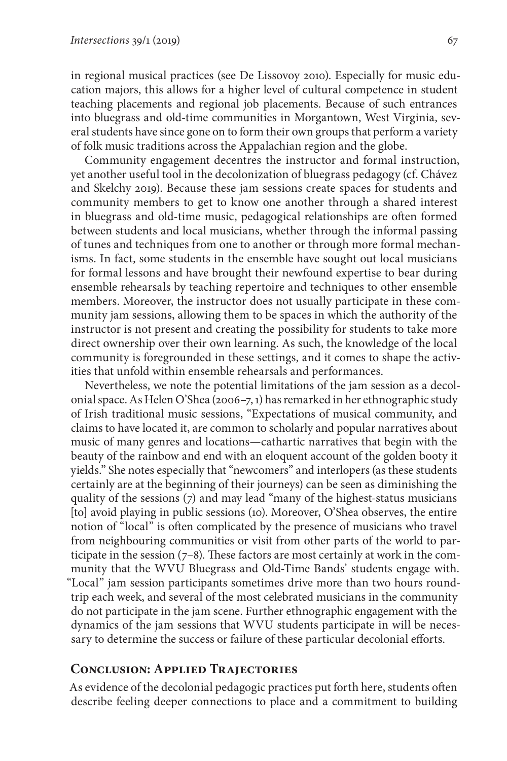in regional musical practices (see De Lissovoy 2010). Especially for music education majors, this allows for a higher level of cultural competence in student teaching placements and regional job placements. Because of such entrances into bluegrass and old-time communities in Morgantown, West Virginia, several students have since gone on to form their own groups that perform a variety of folk music traditions across the Appalachian region and the globe.

Community engagement decentres the instructor and formal instruction, yet another useful tool in the decolonization of bluegrass pedagogy (cf. Chávez and Skelchy 2019). Because these jam sessions create spaces for students and community members to get to know one another through a shared interest in bluegrass and old-time music, pedagogical relationships are often formed between students and local musicians, whether through the informal passing of tunes and techniques from one to another or through more formal mechanisms. In fact, some students in the ensemble have sought out local musicians for formal lessons and have brought their newfound expertise to bear during ensemble rehearsals by teaching repertoire and techniques to other ensemble members. Moreover, the instructor does not usually participate in these community jam sessions, allowing them to be spaces in which the authority of the instructor is not present and creating the possibility for students to take more direct ownership over their own learning. As such, the knowledge of the local community is foregrounded in these settings, and it comes to shape the activities that unfold within ensemble rehearsals and performances.

Nevertheless, we note the potential limitations of the jam session as a decolonial space. As Helen O'Shea (2006–7, 1) has remarked in her ethnographic study of Irish traditional music sessions, "Expectations of musical community, and claims to have located it, are common to scholarly and popular narratives about music of many genres and locations—cathartic narratives that begin with the beauty of the rainbow and end with an eloquent account of the golden booty it yields." She notes especially that "newcomers" and interlopers (as these students certainly are at the beginning of their journeys) can be seen as diminishing the quality of the sessions (7) and may lead "many of the highest-status musicians [to] avoid playing in public sessions (10). Moreover, O'Shea observes, the entire notion of "local" is often complicated by the presence of musicians who travel from neighbouring communities or visit from other parts of the world to participate in the session (7–8). These factors are most certainly at work in the community that the WVU Bluegrass and Old-Time Bands' students engage with. "Local" jam session participants sometimes drive more than two hours roundtrip each week, and several of the most celebrated musicians in the community do not participate in the jam scene. Further ethnographic engagement with the dynamics of the jam sessions that WVU students participate in will be necessary to determine the success or failure of these particular decolonial efforts.

## Conclusion: Applied Trajectories

As evidence of the decolonial pedagogic practices put forth here, students often describe feeling deeper connections to place and a commitment to building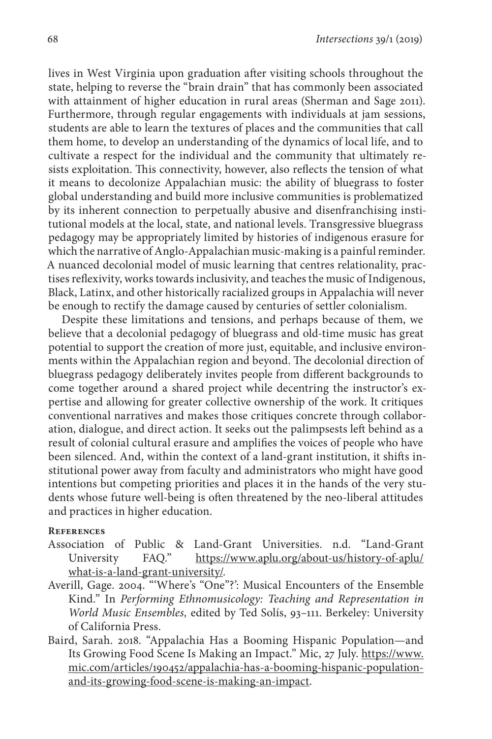lives in West Virginia upon graduation after visiting schools throughout the state, helping to reverse the "brain drain" that has commonly been associated with attainment of higher education in rural areas (Sherman and Sage 2011). Furthermore, through regular engagements with individuals at jam sessions, students are able to learn the textures of places and the communities that call them home, to develop an understanding of the dynamics of local life, and to cultivate a respect for the individual and the community that ultimately resists exploitation. This connectivity, however, also reflects the tension of what it means to decolonize Appalachian music: the ability of bluegrass to foster global understanding and build more inclusive communities is problematized by its inherent connection to perpetually abusive and disenfranchising institutional models at the local, state, and national levels. Transgressive bluegrass pedagogy may be appropriately limited by histories of indigenous erasure for which the narrative of Anglo-Appalachian music-making is a painful reminder. A nuanced decolonial model of music learning that centres relationality, practises reflexivity, works towards inclusivity, and teaches the music of Indigenous, Black, Latinx, and other historically racialized groups in Appalachia will never be enough to rectify the damage caused by centuries of settler colonialism.

Despite these limitations and tensions, and perhaps because of them, we believe that a decolonial pedagogy of bluegrass and old-time music has great potential to support the creation of more just, equitable, and inclusive environments within the Appalachian region and beyond. The decolonial direction of bluegrass pedagogy deliberately invites people from different backgrounds to come together around a shared project while decentring the instructor's expertise and allowing for greater collective ownership of the work. It critiques conventional narratives and makes those critiques concrete through collaboration, dialogue, and direct action. It seeks out the palimpsests left behind as a result of colonial cultural erasure and amplifies the voices of people who have been silenced. And, within the context of a land-grant institution, it shifts institutional power away from faculty and administrators who might have good intentions but competing priorities and places it in the hands of the very students whose future well-being is often threatened by the neo-liberal attitudes and practices in higher education.

## References

Association of Public & Land-Grant Universities. n.d. "Land-Grant University FAQ." https://www.aplu.org/about-us/history-of-aplu/what-is-a-land-grant-university/.

Averill, Gage. 2004. "'Where's "One"?': Musical Encounters of the Ensemble Kind." In *Performing Ethnomusicology: Teaching and Representation in World Music Ensembles,* edited by Ted Solís, 93–111. Berkeley: University of California Press.

Baird, Sarah. 2018. "Appalachia Has a Booming Hispanic Population—and Its Growing Food Scene Is Making an Impact." Mic, 27 July. https://www.mic.com/articles/190452/appalachia-has-a-booming-hispanic-population-and-its-growing-food-scene-is-making-an-impact.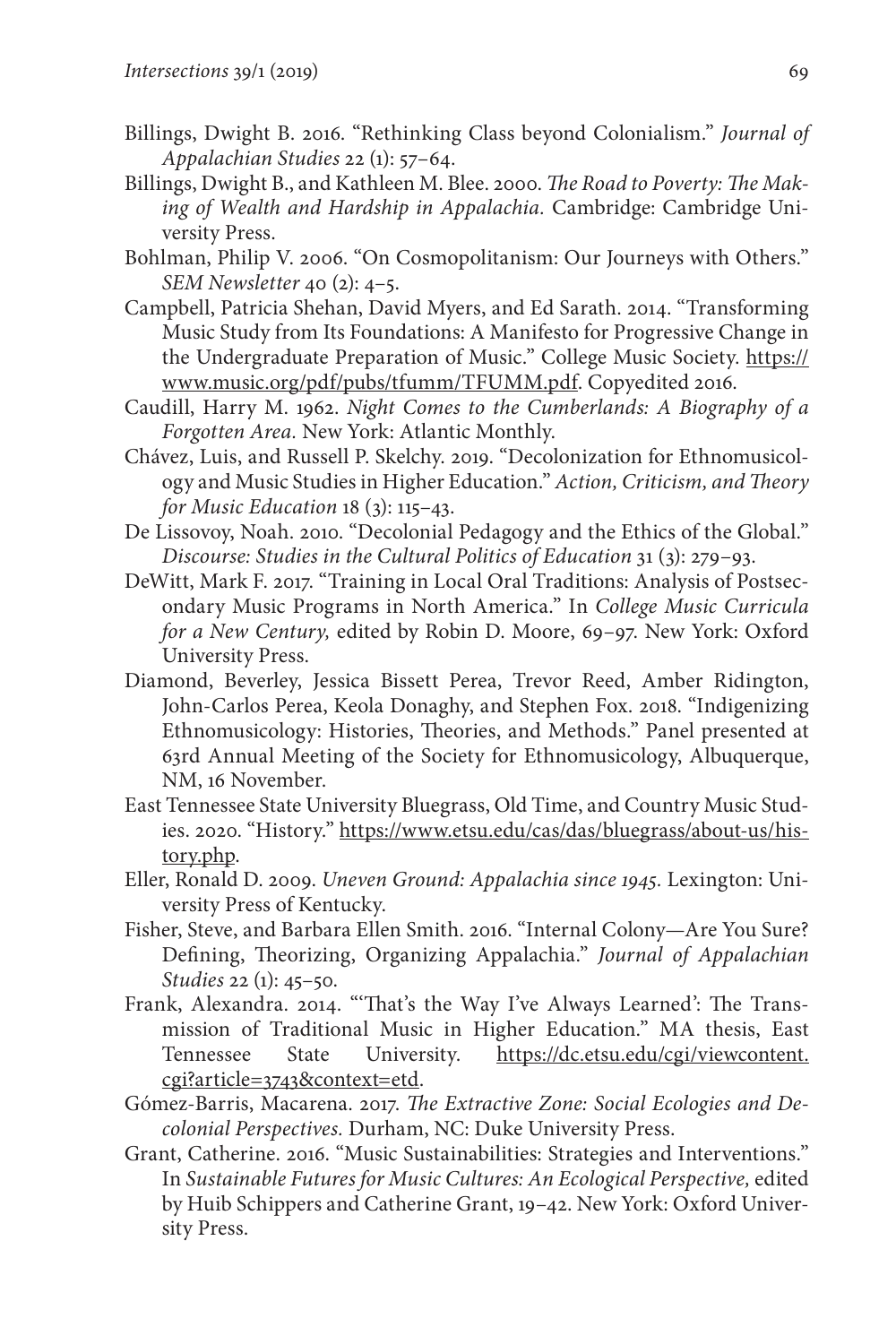Billings, Dwight B. 2016. "Rethinking Class beyond Colonialism." *Journal of Appalachian Studies* 22 (1): 57–64.

Billings, Dwight B., and Kathleen M. Blee. 2000. *The Road to Poverty: The Making of Wealth and Hardship in Appalachia.* Cambridge: Cambridge University Press.

Bohlman, Philip V. 2006. "On Cosmopolitanism: Our Journeys with Others." *SEM Newsletter* 40 (2): 4–5.

Campbell, Patricia Shehan, David Myers, and Ed Sarath. 2014. "Transforming Music Study from Its Foundations: A Manifesto for Progressive Change in the Undergraduate Preparation of Music." College Music Society. https://www.music.org/pdf/pubs/tfumm/TFUMM.pdf. Copyedited 2016.

Caudill, Harry M. 1962. *Night Comes to the Cumberlands: A Biography of a Forgotten Area.* New York: Atlantic Monthly.

Chávez, Luis, and Russell P. Skelchy. 2019. "Decolonization for Ethnomusicology and Music Studies in Higher Education." *Action, Criticism, and Theory for Music Education* 18 (3): 115–43.

De Lissovoy, Noah. 2010. "Decolonial Pedagogy and the Ethics of the Global." *Discourse: Studies in the Cultural Politics of Education* 31 (3): 279–93.

DeWitt, Mark F. 2017. "Training in Local Oral Traditions: Analysis of Postsecondary Music Programs in North America." In *College Music Curricula for a New Century,* edited by Robin D. Moore, 69–97. New York: Oxford University Press.

Diamond, Beverley, Jessica Bissett Perea, Trevor Reed, Amber Ridington, John-Carlos Perea, Keola Donaghy, and Stephen Fox. 2018. "Indigenizing Ethnomusicology: Histories, Theories, and Methods." Panel presented at 63rd Annual Meeting of the Society for Ethnomusicology, Albuquerque, NM, 16 November.

East Tennessee State University Bluegrass, Old Time, and Country Music Studies. 2020. "History." https://www.etsu.edu/cas/das/bluegrass/about-us/history.php.

Eller, Ronald D. 2009. *Uneven Ground: Appalachia since 1945.* Lexington: University Press of Kentucky.

Fisher, Steve, and Barbara Ellen Smith. 2016. "Internal Colony—Are You Sure? Defining, Theorizing, Organizing Appalachia." *Journal of Appalachian Studies* 22 (1): 45–50.

Frank, Alexandra. 2014. "'That's the Way I've Always Learned': The Transmission of Traditional Music in Higher Education." MA thesis, East Tennessee State University. https://dc.etsu.edu/cgi/viewcontent.cgi?article=3743&context=etd.

Gómez-Barris, Macarena. 2017. *The Extractive Zone: Social Ecologies and Decolonial Perspectives.* Durham, NC: Duke University Press.

Grant, Catherine. 2016. "Music Sustainabilities: Strategies and Interventions." In *Sustainable Futures for Music Cultures: An Ecological Perspective,* edited by Huib Schippers and Catherine Grant, 19–42. New York: Oxford University Press.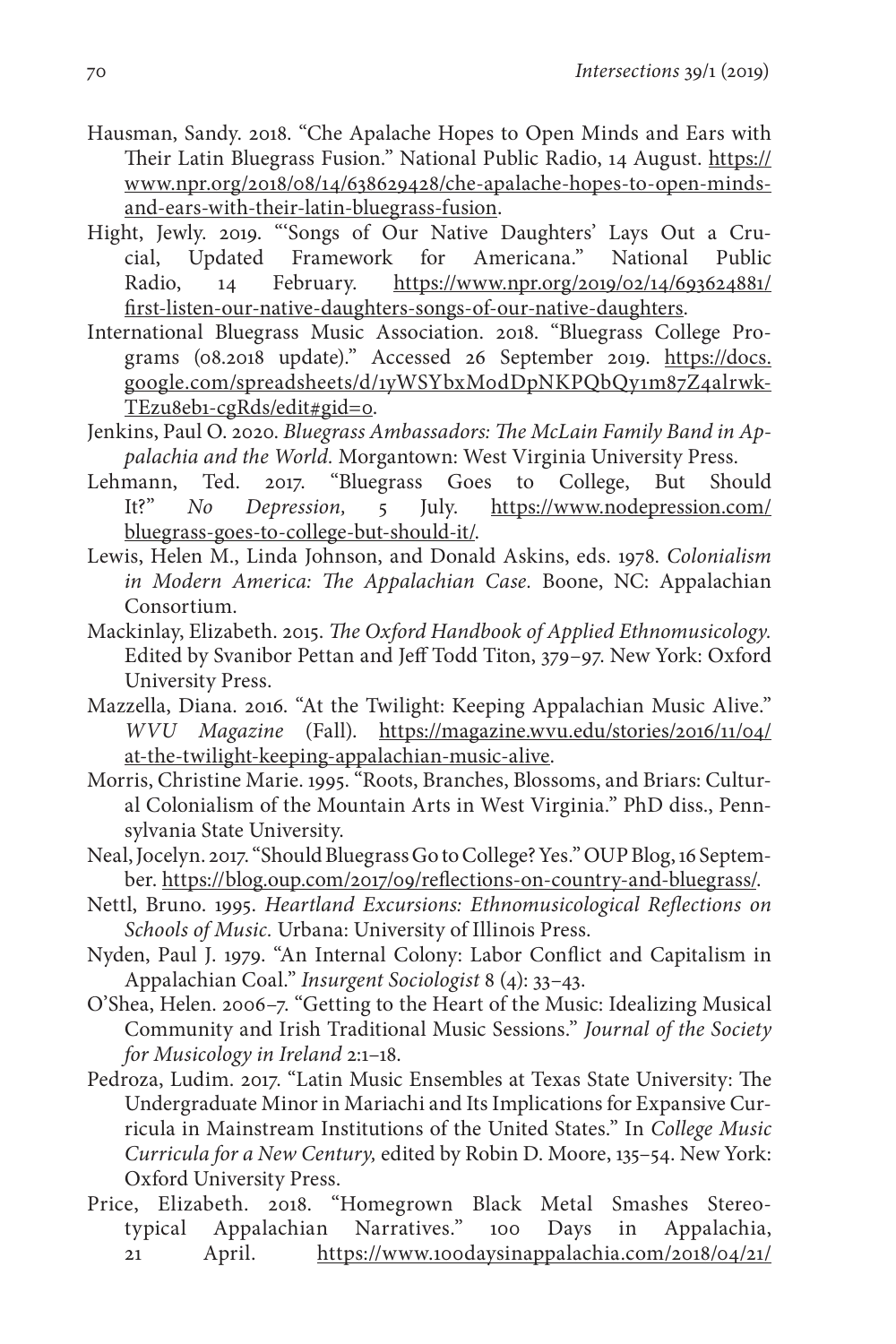Hausman, Sandy. 2018. "Che Apalache Hopes to Open Minds and Ears with Their Latin Bluegrass Fusion." National Public Radio, 14 August. https://www.npr.org/2018/08/14/638629428/che-apalache-hopes-to-open-minds-and-ears-with-their-latin-bluegrass-fusion.

Hight, Jewly. 2019. "'Songs of Our Native Daughters' Lays Out a Crucial, Updated Framework for Americana." National Public Radio, 14 February. https://www.npr.org/2019/02/14/693624881/first-listen-our-native-daughters-songs-of-our-native-daughters.

International Bluegrass Music Association. 2018. "Bluegrass College Programs (08.2018 update)." Accessed 26 September 2019. https://docs.google.com/spreadsheets/d/1yWSYbxModDpNKPQbQy1m87Z4alrwk-TEzu8eb1-cgRds/edit#gid=0.

Jenkins, Paul O. 2020. *Bluegrass Ambassadors: The McLain Family Band in Appalachia and the World.* Morgantown: West Virginia University Press.

Lehmann, Ted. 2017. "Bluegrass Goes to College, But Should It?" *No Depression,* 5 July. https://www.nodepression.com/bluegrass-goes-to-college-but-should-it/.

Lewis, Helen M., Linda Johnson, and Donald Askins, eds. 1978. *Colonialism in Modern America: The Appalachian Case.* Boone, NC: Appalachian Consortium.

Mackinlay, Elizabeth. 2015. *The Oxford Handbook of Applied Ethnomusicology.* Edited by Svanibor Pettan and Jeff Todd Titon, 379–97. New York: Oxford University Press.

Mazzella, Diana. 2016. "At the Twilight: Keeping Appalachian Music Alive." *WVU Magazine* (Fall). https://magazine.wvu.edu/stories/2016/11/04/at-the-twilight-keeping-appalachian-music-alive.

Morris, Christine Marie. 1995. "Roots, Branches, Blossoms, and Briars: Cultural Colonialism of the Mountain Arts in West Virginia." PhD diss., Pennsylvania State University.

Neal, Jocelyn. 2017. "Should Bluegrass Go to College? Yes." OUP Blog, 16 September. https://blog.oup.com/2017/09/reflections-on-country-and-bluegrass/.

Nettl, Bruno. 1995. *Heartland Excursions: Ethnomusicological Reflections on Schools of Music.* Urbana: University of Illinois Press.

Nyden, Paul J. 1979. "An Internal Colony: Labor Conflict and Capitalism in Appalachian Coal." *Insurgent Sociologist* 8 (4): 33–43.

O'Shea, Helen. 2006–7. "Getting to the Heart of the Music: Idealizing Musical Community and Irish Traditional Music Sessions." *Journal of the Society for Musicology in Ireland* 2:1–18.

Pedroza, Ludim. 2017. "Latin Music Ensembles at Texas State University: The Undergraduate Minor in Mariachi and Its Implications for Expansive Curricula in Mainstream Institutions of the United States." In *College Music Curricula for a New Century,* edited by Robin D. Moore, 135–54. New York: Oxford University Press.

Price, Elizabeth. 2018. "Homegrown Black Metal Smashes Stereotypical Appalachian Narratives." 100 Days in Appalachia, 21 April. https://www.100daysinappalachia.com/2018/04/21/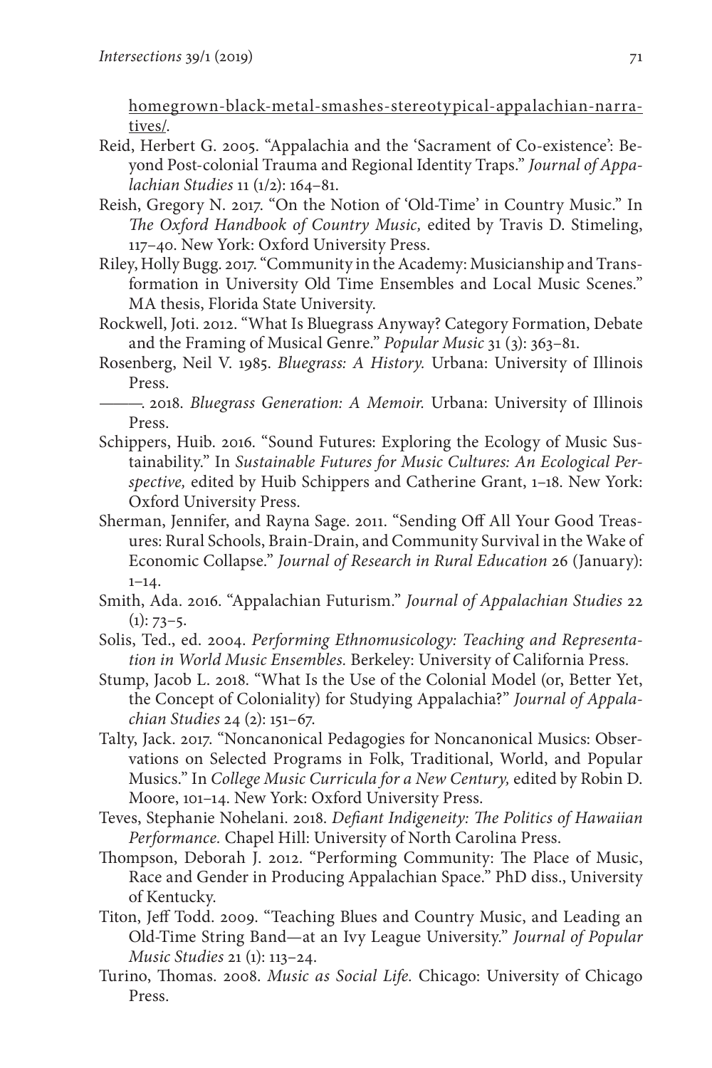homegrown-black-metal-smashes-stereotypical-appalachian-narratives/.

Reid, Herbert G. 2005. "Appalachia and the 'Sacrament of Co-existence': Beyond Post-colonial Trauma and Regional Identity Traps." *Journal of Appalachian Studies* 11 (1/2): 164–81.

Reish, Gregory N. 2017. "On the Notion of 'Old-Time' in Country Music." In *The Oxford Handbook of Country Music,* edited by Travis D. Stimeling, 117–40. New York: Oxford University Press.

Riley, Holly Bugg. 2017. "Community in the Academy: Musicianship and Transformation in University Old Time Ensembles and Local Music Scenes." MA thesis, Florida State University.

Rockwell, Joti. 2012. "What Is Bluegrass Anyway? Category Formation, Debate and the Framing of Musical Genre." *Popular Music* 31 (3): 363–81.

Rosenberg, Neil V. 1985. *Bluegrass: A History.* Urbana: University of Illinois Press.

———. 2018. *Bluegrass Generation: A Memoir.* Urbana: University of Illinois Press.

Schippers, Huib. 2016. "Sound Futures: Exploring the Ecology of Music Sustainability." In *Sustainable Futures for Music Cultures: An Ecological Perspective,* edited by Huib Schippers and Catherine Grant, 1–18. New York: Oxford University Press.

Sherman, Jennifer, and Rayna Sage. 2011. "Sending Off All Your Good Treasures: Rural Schools, Brain-Drain, and Community Survival in the Wake of Economic Collapse." *Journal of Research in Rural Education* 26 (January): 1–14.

Smith, Ada. 2016. "Appalachian Futurism." *Journal of Appalachian Studies* 22 (1): 73–5.

Solis, Ted., ed. 2004. *Performing Ethnomusicology: Teaching and Representation in World Music Ensembles.* Berkeley: University of California Press.

Stump, Jacob L. 2018. "What Is the Use of the Colonial Model (or, Better Yet, the Concept of Coloniality) for Studying Appalachia?" *Journal of Appalachian Studies* 24 (2): 151–67.

Talty, Jack. 2017. "Noncanonical Pedagogies for Noncanonical Musics: Observations on Selected Programs in Folk, Traditional, World, and Popular Musics." In *College Music Curricula for a New Century,* edited by Robin D. Moore, 101–14. New York: Oxford University Press.

Teves, Stephanie Nohelani. 2018. *Defiant Indigeneity: The Politics of Hawaiian Performance.* Chapel Hill: University of North Carolina Press.

Thompson, Deborah J. 2012. "Performing Community: The Place of Music, Race and Gender in Producing Appalachian Space." PhD diss., University of Kentucky.

Titon, Jeff Todd. 2009. "Teaching Blues and Country Music, and Leading an Old-Time String Band—at an Ivy League University." *Journal of Popular Music Studies* 21 (1): 113–24.

Turino, Thomas. 2008. *Music as Social Life.* Chicago: University of Chicago Press.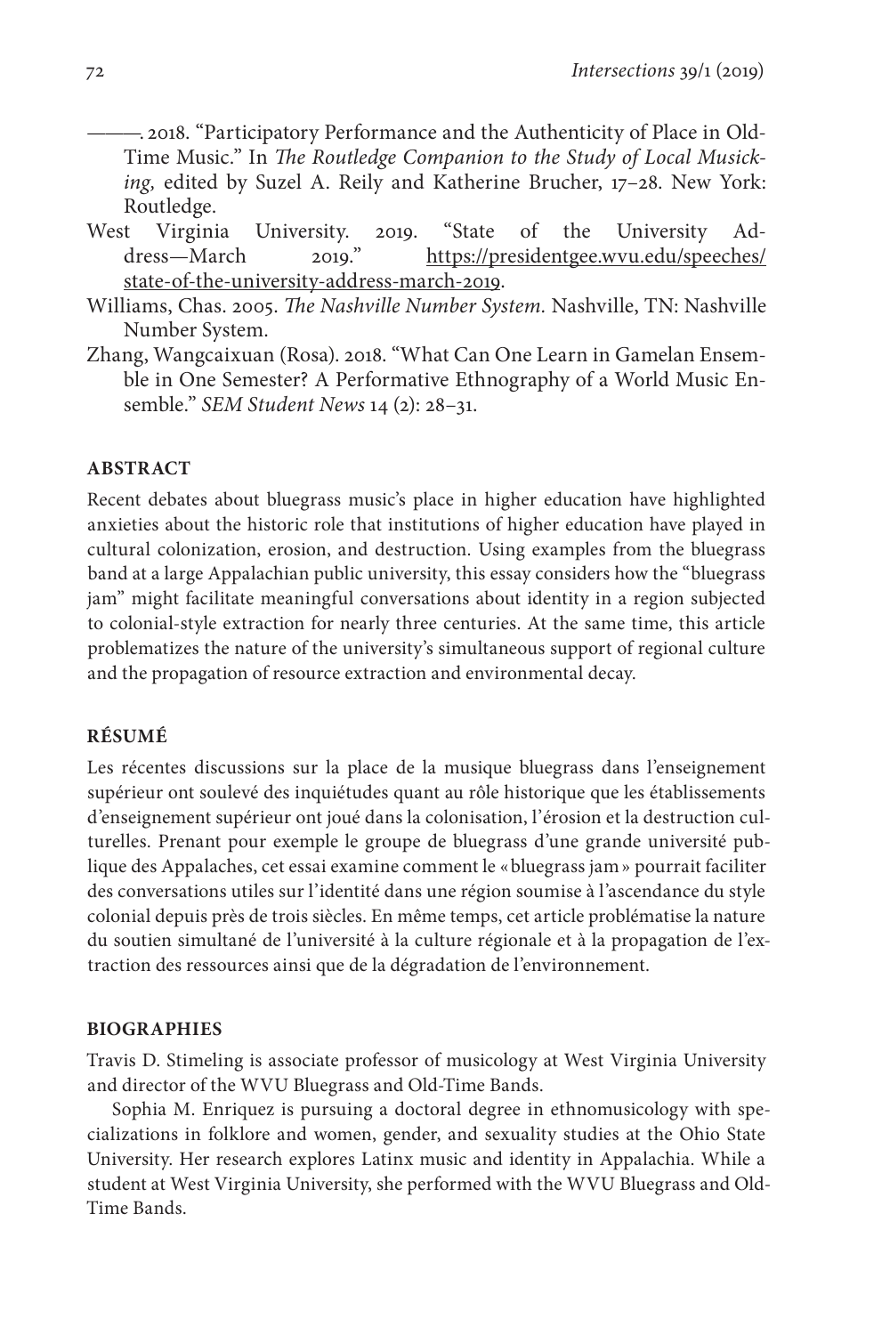———. 2018. "Participatory Performance and the Authenticity of Place in Old-Time Music." In *The Routledge Companion to the Study of Local Musicking,* edited by Suzel A. Reily and Katherine Brucher, 17–28. New York: Routledge.

West Virginia University. 2019. "State of the University Address—March 2019." https://presidentgee.wvu.edu/speeches/state-of-the-university-address-march-2019.

Williams, Chas. 2005. *The Nashville Number System.* Nashville, TN: Nashville Number System.

Zhang, Wangcaixuan (Rosa). 2018. "What Can One Learn in Gamelan Ensemble in One Semester? A Performative Ethnography of a World Music Ensemble." *SEM Student News* 14 (2): 28–31.

## ABSTRACT

Recent debates about bluegrass music's place in higher education have highlighted anxieties about the historic role that institutions of higher education have played in cultural colonization, erosion, and destruction. Using examples from the bluegrass band at a large Appalachian public university, this essay considers how the "bluegrass jam" might facilitate meaningful conversations about identity in a region subjected to colonial-style extraction for nearly three centuries. At the same time, this article problematizes the nature of the university's simultaneous support of regional culture and the propagation of resource extraction and environmental decay.

## RÉSUMÉ

Les récentes discussions sur la place de la musique bluegrass dans l'enseignement supérieur ont soulevé des inquiétudes quant au rôle historique que les établissements d'enseignement supérieur ont joué dans la colonisation, l'érosion et la destruction culturelles. Prenant pour exemple le groupe de bluegrass d'une grande université publique des Appalaches, cet essai examine comment le « bluegrass jam » pourrait faciliter des conversations utiles sur l'identité dans une région soumise à l'ascendance du style colonial depuis près de trois siècles. En même temps, cet article problématise la nature du soutien simultané de l'université à la culture régionale et à la propagation de l'extraction des ressources ainsi que de la dégradation de l'environnement.

## BIOGRAPHIES

Travis D. Stimeling is associate professor of musicology at West Virginia University and director of the WVU Bluegrass and Old-Time Bands.

Sophia M. Enriquez is pursuing a doctoral degree in ethnomusicology with specializations in folklore and women, gender, and sexuality studies at the Ohio State University. Her research explores Latinx music and identity in Appalachia. While a student at West Virginia University, she performed with the WVU Bluegrass and Old-Time Bands.